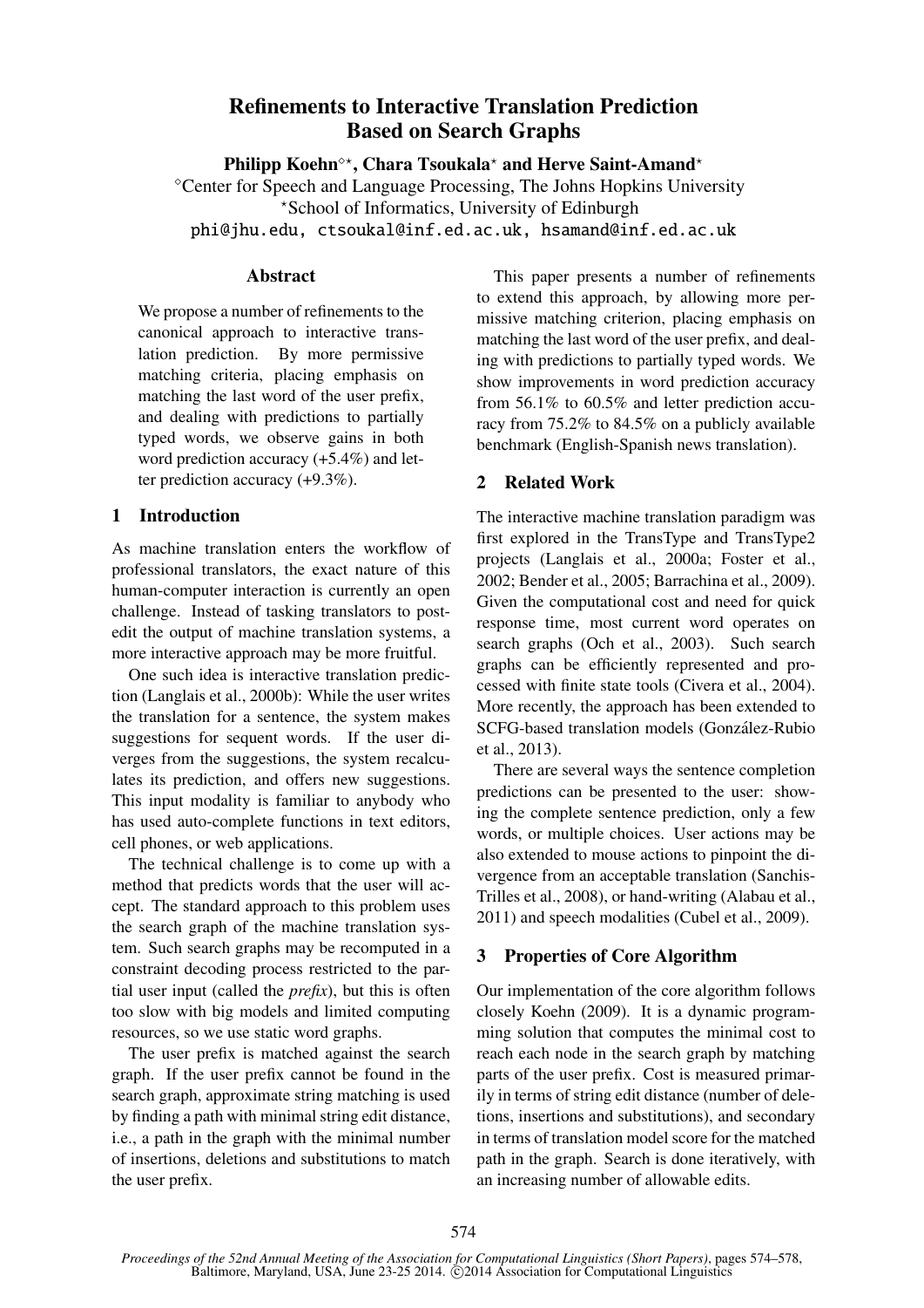# Refinements to Interactive Translation Prediction Based on Search Graphs

**Philipp Koehn**[◇⋆], **Chara Tsoukala**[⋆] **and Herve Saint-Amand**[⋆]

[◇]Center for Speech and Language Processing, The Johns Hopkins University

[⋆]School of Informatics, University of Edinburgh

phi@jhu.edu, ctsoukal@inf.ed.ac.uk, hsamand@inf.ed.ac.uk

## Abstract

We propose a number of refinements to the canonical approach to interactive translation prediction. By more permissive matching criteria, placing emphasis on matching the last word of the user prefix, and dealing with predictions to partially typed words, we observe gains in both word prediction accuracy (+5.4%) and letter prediction accuracy (+9.3%).

## 1 Introduction

As machine translation enters the workflow of professional translators, the exact nature of this human-computer interaction is currently an open challenge. Instead of tasking translators to post-edit the output of machine translation systems, a more interactive approach may be more fruitful.

One such idea is interactive translation prediction (Langlais et al., 2000b): While the user writes the translation for a sentence, the system makes suggestions for sequent words. If the user diverges from the suggestions, the system recalculates its prediction, and offers new suggestions. This input modality is familiar to anybody who has used auto-complete functions in text editors, cell phones, or web applications.

The technical challenge is to come up with a method that predicts words that the user will accept. The standard approach to this problem uses the search graph of the machine translation system. Such search graphs may be recomputed in a constraint decoding process restricted to the partial user input (called the *prefix*), but this is often too slow with big models and limited computing resources, so we use static word graphs.

The user prefix is matched against the search graph. If the user prefix cannot be found in the search graph, approximate string matching is used by finding a path with minimal string edit distance, i.e., a path in the graph with the minimal number of insertions, deletions and substitutions to match the user prefix.

This paper presents a number of refinements to extend this approach, by allowing more permissive matching criterion, placing emphasis on matching the last word of the user prefix, and dealing with predictions to partially typed words. We show improvements in word prediction accuracy from 56.1% to 60.5% and letter prediction accuracy from 75.2% to 84.5% on a publicly available benchmark (English-Spanish news translation).

## 2 Related Work

The interactive machine translation paradigm was first explored in the TransType and TransType2 projects (Langlais et al., 2000a; Foster et al., 2002; Bender et al., 2005; Barrachina et al., 2009). Given the computational cost and need for quick response time, most current word operates on search graphs (Och et al., 2003). Such search graphs can be efficiently represented and processed with finite state tools (Civera et al., 2004). More recently, the approach has been extended to SCFG-based translation models (González-Rubio et al., 2013).

There are several ways the sentence completion predictions can be presented to the user: showing the complete sentence prediction, only a few words, or multiple choices. User actions may be also extended to mouse actions to pinpoint the divergence from an acceptable translation (Sanchis-Trilles et al., 2008), or hand-writing (Alabau et al., 2011) and speech modalities (Cubel et al., 2009).

## 3 Properties of Core Algorithm

Our implementation of the core algorithm follows closely Koehn (2009). It is a dynamic programming solution that computes the minimal cost to reach each node in the search graph by matching parts of the user prefix. Cost is measured primarily in terms of string edit distance (number of deletions, insertions and substitutions), and secondary in terms of translation model score for the matched path in the graph. Search is done iteratively, with an increasing number of allowable edits.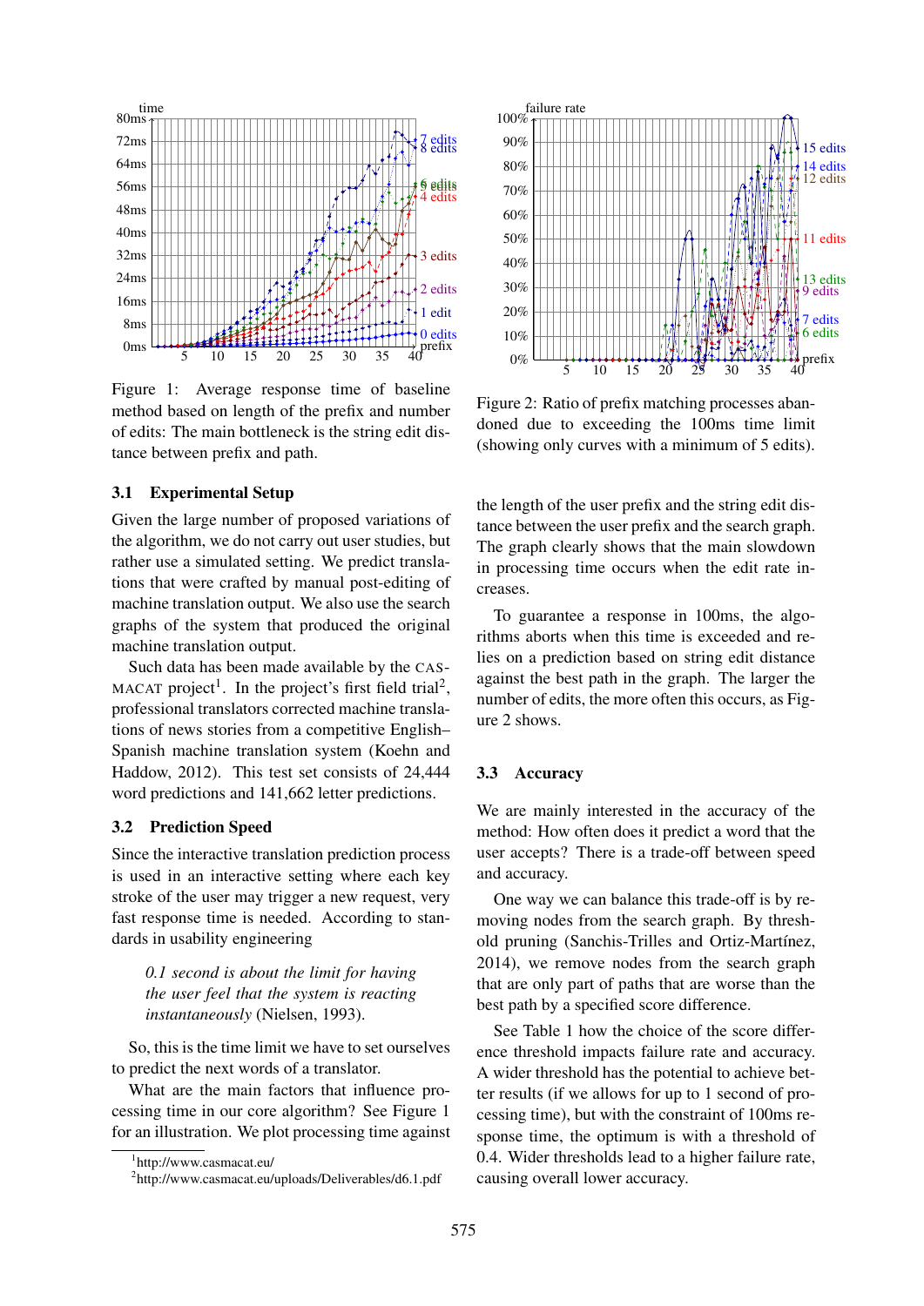Figure 1: Average response time of baseline method based on length of the prefix and number of edits: The main bottleneck is the string edit distance between prefix and path.

Figure 2: Ratio of prefix matching processes abandoned due to exceeding the 100ms time limit (showing only curves with a minimum of 5 edits).

### 3.1 Experimental Setup

Given the large number of proposed variations of the algorithm, we do not carry out user studies, but rather use a simulated setting. We predict translations that were crafted by manual post-editing of machine translation output. We also use the search graphs of the system that produced the original machine translation output.

Such data has been made available by the CASMACAT project[1]. In the project's first field trial[2], professional translators corrected machine translations of news stories from a competitive English–Spanish machine translation system (Koehn and Haddow, 2012). This test set consists of 24,444 word predictions and 141,662 letter predictions.

### 3.2 Prediction Speed

Since the interactive translation prediction process is used in an interactive setting where each key stroke of the user may trigger a new request, very fast response time is needed. According to standards in usability engineering

> *0.1 second is about the limit for having the user feel that the system is reacting instantaneously* (Nielsen, 1993).

So, this is the time limit we have to set ourselves to predict the next words of a translator.

What are the main factors that influence processing time in our core algorithm? See Figure 1 for an illustration. We plot processing time against the length of the user prefix and the string edit distance between the user prefix and the search graph. The graph clearly shows that the main slowdown in processing time occurs when the edit rate increases.

To guarantee a response in 100ms, the algorithms aborts when this time is exceeded and relies on a prediction based on string edit distance against the best path in the graph. The larger the number of edits, the more often this occurs, as Figure 2 shows.

### 3.3 Accuracy

We are mainly interested in the accuracy of the method: How often does it predict a word that the user accepts? There is a trade-off between speed and accuracy.

One way we can balance this trade-off is by removing nodes from the search graph. By threshold pruning (Sanchis-Trilles and Ortiz-Martínez, 2014), we remove nodes from the search graph that are only part of paths that are worse than the best path by a specified score difference.

See Table 1 how the choice of the score difference threshold impacts failure rate and accuracy. A wider threshold has the potential to achieve better results (if we allows for up to 1 second of processing time), but with the constraint of 100ms response time, the optimum is with a threshold of 0.4. Wider thresholds lead to a higher failure rate, causing overall lower accuracy.

[1] http://www.casmacat.eu/

[2] http://www.casmacat.eu/uploads/Deliverables/d6.1.pdf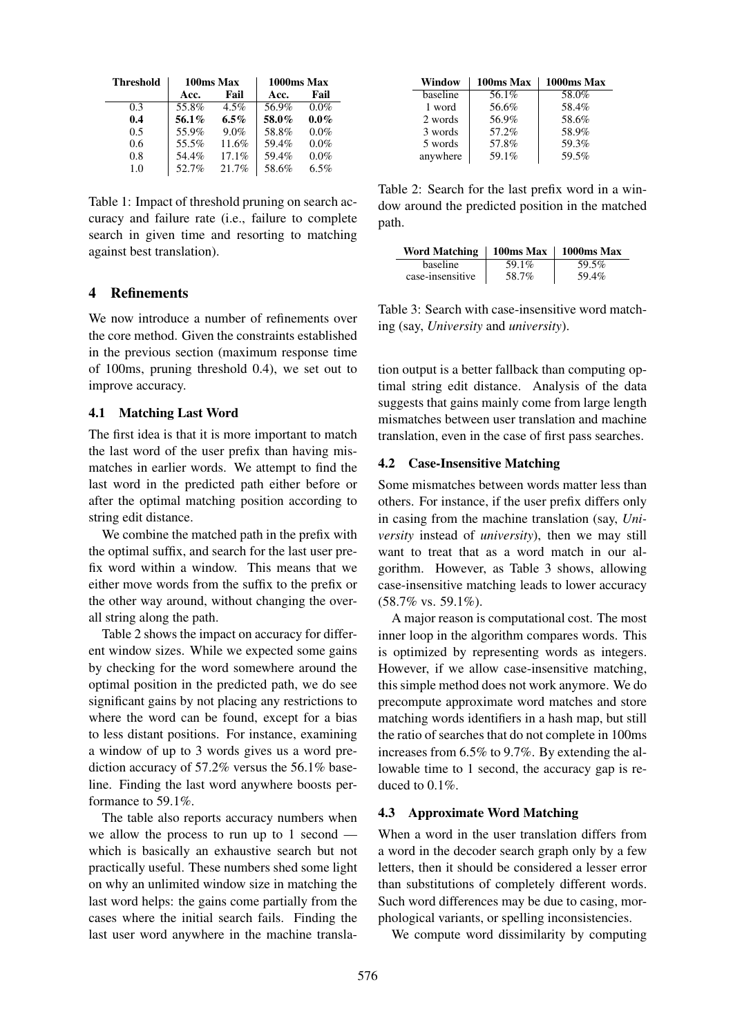| Threshold | 100ms Max | | 1000ms Max | |
|---|---|---|---|---|
| | Acc. | Fail | Acc. | Fail |
| 0.3 | 55.8% | 4.5% | 56.9% | 0.0% |
| **0.4** | **56.1%** | **6.5%** | **58.0%** | **0.0%** |
| 0.5 | 55.9% | 9.0% | 58.8% | 0.0% |
| 0.6 | 55.5% | 11.6% | 59.4% | 0.0% |
| 0.8 | 54.4% | 17.1% | 59.4% | 0.0% |
| 1.0 | 52.7% | 21.7% | 58.6% | 6.5% |

Table 1: Impact of threshold pruning on search accuracy and failure rate (i.e., failure to complete search in given time and resorting to matching against best translation).

## 4 Refinements

We now introduce a number of refinements over the core method. Given the constraints established in the previous section (maximum response time of 100ms, pruning threshold 0.4), we set out to improve accuracy.

### 4.1 Matching Last Word

The first idea is that it is more important to match the last word of the user prefix than having mismatches in earlier words. We attempt to find the last word in the predicted path either before or after the optimal matching position according to string edit distance.

We combine the matched path in the prefix with the optimal suffix, and search for the last user prefix word within a window. This means that we either move words from the suffix to the prefix or the other way around, without changing the overall string along the path.

Table 2 shows the impact on accuracy for different window sizes. While we expected some gains by checking for the word somewhere around the optimal position in the predicted path, we do see significant gains by not placing any restrictions to where the word can be found, except for a bias to less distant positions. For instance, examining a window of up to 3 words gives us a word prediction accuracy of 57.2% versus the 56.1% baseline. Finding the last word anywhere boosts performance to 59.1%.

The table also reports accuracy numbers when we allow the process to run up to 1 second — which is basically an exhaustive search but not practically useful. These numbers shed some light on why an unlimited window size in matching the last word helps: the gains come partially from the cases where the initial search fails. Finding the last user word anywhere in the machine translation output is a better fallback than computing optimal string edit distance. Analysis of the data suggests that gains mainly come from large length mismatches between user translation and machine translation, even in the case of first pass searches.

| Window | 100ms Max | 1000ms Max |
|---|---|---|
| baseline | 56.1% | 58.0% |
| 1 word | 56.6% | 58.4% |
| 2 words | 56.9% | 58.6% |
| 3 words | 57.2% | 58.9% |
| 5 words | 57.8% | 59.3% |
| anywhere | 59.1% | 59.5% |

Table 2: Search for the last prefix word in a window around the predicted position in the matched path.

| Word Matching | 100ms Max | 1000ms Max |
|---|---|---|
| baseline | 59.1% | 59.5% |
| case-insensitive | 58.7% | 59.4% |

Table 3: Search with case-insensitive word matching (say, *University* and *university*).

### 4.2 Case-Insensitive Matching

Some mismatches between words matter less than others. For instance, if the user prefix differs only in casing from the machine translation (say, *University* instead of *university*), then we may still want to treat that as a word match in our algorithm. However, as Table 3 shows, allowing case-insensitive matching leads to lower accuracy (58.7% vs. 59.1%).

A major reason is computational cost. The most inner loop in the algorithm compares words. This is optimized by representing words as integers. However, if we allow case-insensitive matching, this simple method does not work anymore. We do precompute approximate word matches and store matching words identifiers in a hash map, but still the ratio of searches that do not complete in 100ms increases from 6.5% to 9.7%. By extending the allowable time to 1 second, the accuracy gap is reduced to 0.1%.

### 4.3 Approximate Word Matching

When a word in the user translation differs from a word in the decoder search graph only by a few letters, then it should be considered a lesser error than substitutions of completely different words. Such word differences may be due to casing, morphological variants, or spelling inconsistencies.

We compute word dissimilarity by computing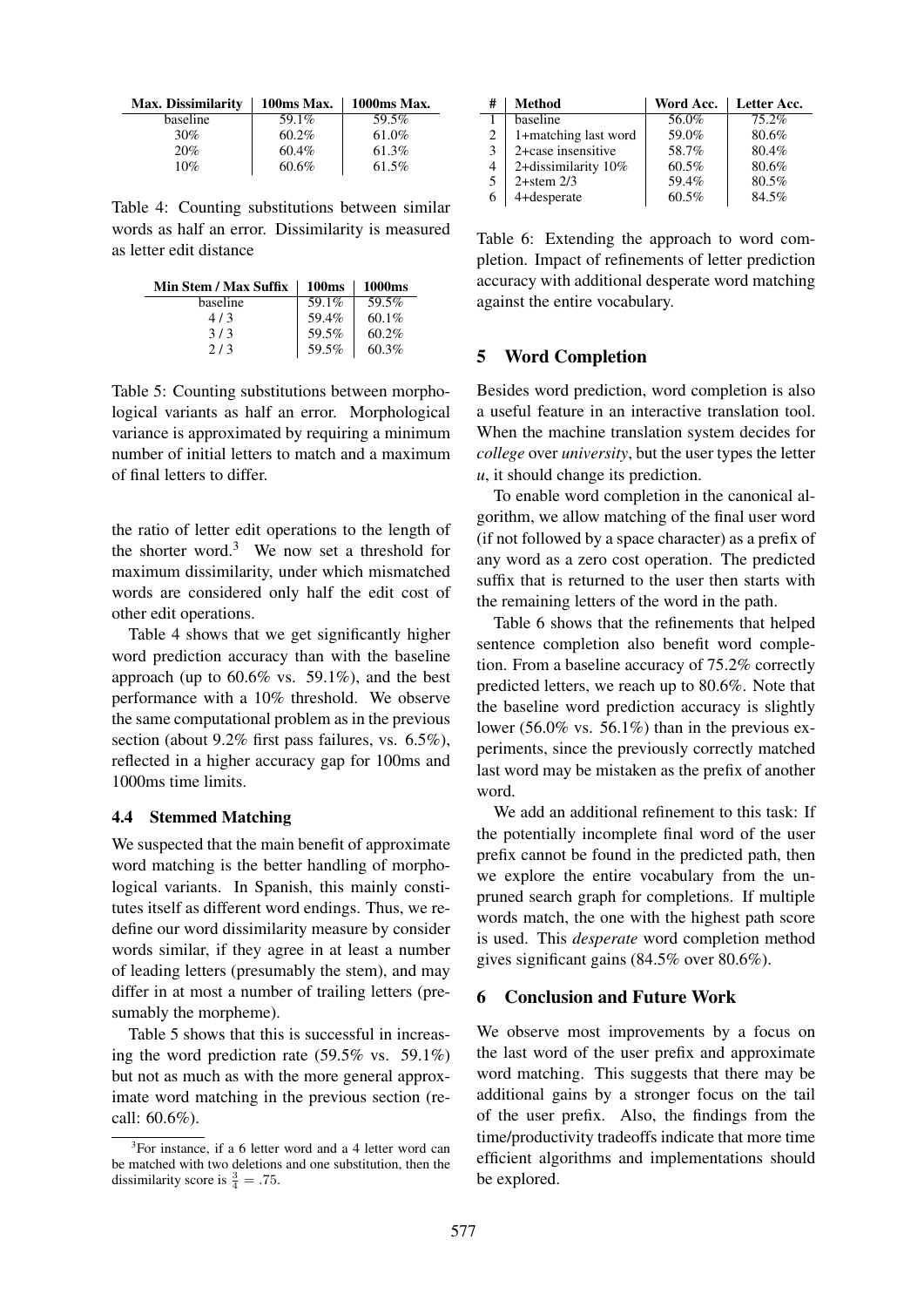| Max. Dissimilarity | 100ms Max. | 1000ms Max. |
|---|---|---|
| baseline | 59.1% | 59.5% |
| 30% | 60.2% | 61.0% |
| 20% | 60.4% | 61.3% |
| 10% | 60.6% | 61.5% |

Table 4: Counting substitutions between similar words as half an error. Dissimilarity is measured as letter edit distance

| Min Stem / Max Suffix | 100ms | 1000ms |
|---|---|---|
| baseline | 59.1% | 59.5% |
| 4 / 3 | 59.4% | 60.1% |
| 3 / 3 | 59.5% | 60.2% |
| 2 / 3 | 59.5% | 60.3% |

Table 5: Counting substitutions between morphological variants as half an error. Morphological variance is approximated by requiring a minimum number of initial letters to match and a maximum of final letters to differ.

the ratio of letter edit operations to the length of the shorter word.[3] We now set a threshold for maximum dissimilarity, under which mismatched words are considered only half the edit cost of other edit operations.

Table 4 shows that we get significantly higher word prediction accuracy than with the baseline approach (up to 60.6% vs. 59.1%), and the best performance with a 10% threshold. We observe the same computational problem as in the previous section (about 9.2% first pass failures, vs. 6.5%), reflected in a higher accuracy gap for 100ms and 1000ms time limits.

### 4.4 Stemmed Matching

We suspected that the main benefit of approximate word matching is the better handling of morphological variants. In Spanish, this mainly constitutes itself as different word endings. Thus, we redefine our word dissimilarity measure by consider words similar, if they agree in at least a number of leading letters (presumably the stem), and may differ in at most a number of trailing letters (presumably the morpheme).

Table 5 shows that this is successful in increasing the word prediction rate (59.5% vs. 59.1%) but not as much as with the more general approximate word matching in the previous section (recall: 60.6%).

[3]For instance, if a 6 letter word and a 4 letter word can be matched with two deletions and one substitution, then the dissimilarity score is $\frac{3}{4} = .75$.

| # | Method | Word Acc. | Letter Acc. |
|---|---|---|---|
| 1 | baseline | 56.0% | 75.2% |
| 2 | 1+matching last word | 59.0% | 80.6% |
| 3 | 2+case insensitive | 58.7% | 80.4% |
| 4 | 2+dissimilarity 10% | 60.5% | 80.6% |
| 5 | 2+stem 2/3 | 59.4% | 80.5% |
| 6 | 4+desperate | 60.5% | 84.5% |

Table 6: Extending the approach to word completion. Impact of refinements of letter prediction accuracy with additional desperate word matching against the entire vocabulary.

## 5 Word Completion

Besides word prediction, word completion is also a useful feature in an interactive translation tool. When the machine translation system decides for *college* over *university*, but the user types the letter *u*, it should change its prediction.

To enable word completion in the canonical algorithm, we allow matching of the final user word (if not followed by a space character) as a prefix of any word as a zero cost operation. The predicted suffix that is returned to the user then starts with the remaining letters of the word in the path.

Table 6 shows that the refinements that helped sentence completion also benefit word completion. From a baseline accuracy of 75.2% correctly predicted letters, we reach up to 80.6%. Note that the baseline word prediction accuracy is slightly lower (56.0% vs. 56.1%) than in the previous experiments, since the previously correctly matched last word may be mistaken as the prefix of another word.

We add an additional refinement to this task: If the potentially incomplete final word of the user prefix cannot be found in the predicted path, then we explore the entire vocabulary from the unpruned search graph for completions. If multiple words match, the one with the highest path score is used. This *desperate* word completion method gives significant gains (84.5% over 80.6%).

## 6 Conclusion and Future Work

We observe most improvements by a focus on the last word of the user prefix and approximate word matching. This suggests that there may be additional gains by a stronger focus on the tail of the user prefix. Also, the findings from the time/productivity tradeoffs indicate that more time efficient algorithms and implementations should be explored.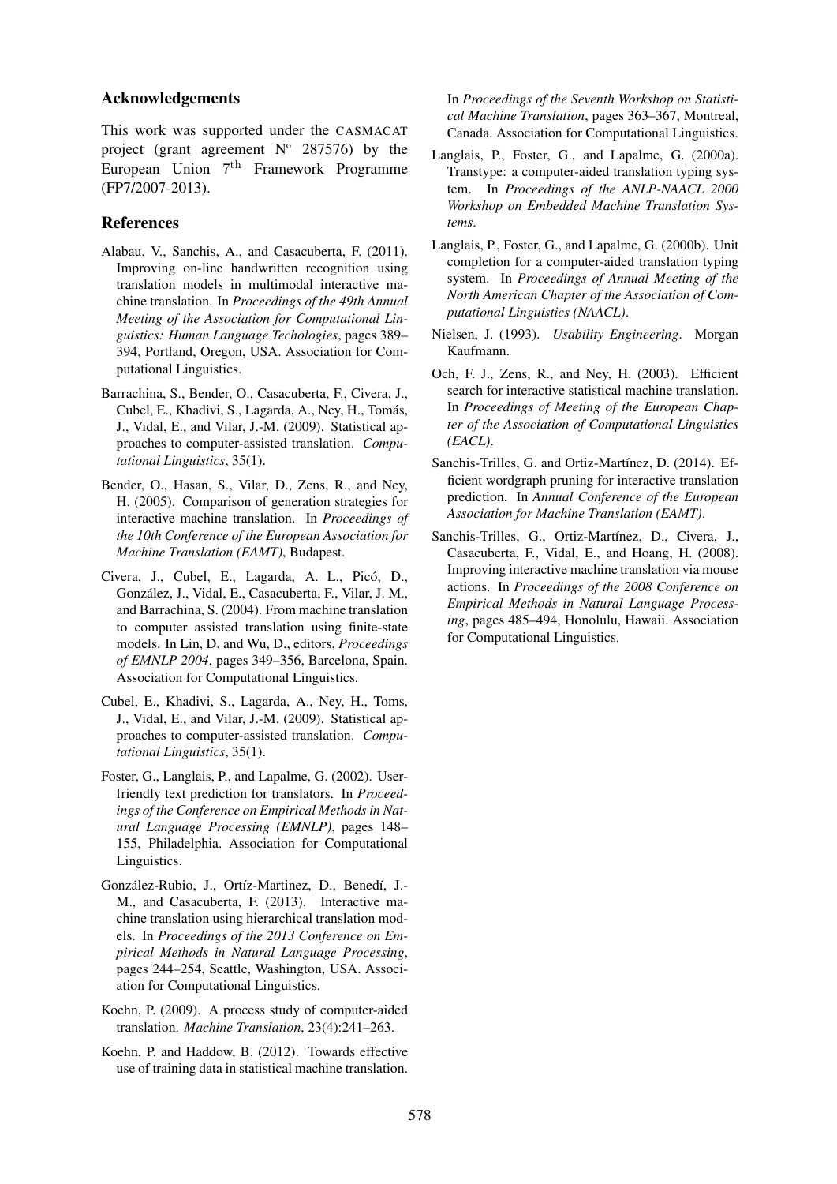## Acknowledgements

This work was supported under the CASMACAT project (grant agreement N° 287576) by the European Union 7th Framework Programme (FP7/2007-2013).

## References

Alabau, V., Sanchis, A., and Casacuberta, F. (2011). Improving on-line handwritten recognition using translation models in multimodal interactive machine translation. In *Proceedings of the 49th Annual Meeting of the Association for Computational Linguistics: Human Language Techologies*, pages 389–394, Portland, Oregon, USA. Association for Computational Linguistics.

Barrachina, S., Bender, O., Casacuberta, F., Civera, J., Cubel, E., Khadivi, S., Lagarda, A., Ney, H., Tomás, J., Vidal, E., and Vilar, J.-M. (2009). Statistical approaches to computer-assisted translation. *Computational Linguistics*, 35(1).

Bender, O., Hasan, S., Vilar, D., Zens, R., and Ney, H. (2005). Comparison of generation strategies for interactive machine translation. In *Proceedings of the 10th Conference of the European Association for Machine Translation (EAMT)*, Budapest.

Civera, J., Cubel, E., Lagarda, A. L., Picó, D., González, J., Vidal, E., Casacuberta, F., Vilar, J. M., and Barrachina, S. (2004). From machine translation to computer assisted translation using finite-state models. In Lin, D. and Wu, D., editors, *Proceedings of EMNLP 2004*, pages 349–356, Barcelona, Spain. Association for Computational Linguistics.

Cubel, E., Khadivi, S., Lagarda, A., Ney, H., Toms, J., Vidal, E., and Vilar, J.-M. (2009). Statistical approaches to computer-assisted translation. *Computational Linguistics*, 35(1).

Foster, G., Langlais, P., and Lapalme, G. (2002). User-friendly text prediction for translators. In *Proceedings of the Conference on Empirical Methods in Natural Language Processing (EMNLP)*, pages 148–155, Philadelphia. Association for Computational Linguistics.

González-Rubio, J., Ortíz-Martinez, D., Benedí, J.-M., and Casacuberta, F. (2013). Interactive machine translation using hierarchical translation models. In *Proceedings of the 2013 Conference on Empirical Methods in Natural Language Processing*, pages 244–254, Seattle, Washington, USA. Association for Computational Linguistics.

Koehn, P. (2009). A process study of computer-aided translation. *Machine Translation*, 23(4):241–263.

Koehn, P. and Haddow, B. (2012). Towards effective use of training data in statistical machine translation. In *Proceedings of the Seventh Workshop on Statistical Machine Translation*, pages 363–367, Montreal, Canada. Association for Computational Linguistics.

Langlais, P., Foster, G., and Lapalme, G. (2000a). Transtype: a computer-aided translation typing system. In *Proceedings of the ANLP-NAACL 2000 Workshop on Embedded Machine Translation Systems*.

Langlais, P., Foster, G., and Lapalme, G. (2000b). Unit completion for a computer-aided translation typing system. In *Proceedings of Annual Meeting of the North American Chapter of the Association of Computational Linguistics (NAACL)*.

Nielsen, J. (1993). *Usability Engineering*. Morgan Kaufmann.

Och, F. J., Zens, R., and Ney, H. (2003). Efficient search for interactive statistical machine translation. In *Proceedings of Meeting of the European Chapter of the Association of Computational Linguistics (EACL)*.

Sanchis-Trilles, G. and Ortiz-Martínez, D. (2014). Efficient wordgraph pruning for interactive translation prediction. In *Annual Conference of the European Association for Machine Translation (EAMT)*.

Sanchis-Trilles, G., Ortiz-Martínez, D., Civera, J., Casacuberta, F., Vidal, E., and Hoang, H. (2008). Improving interactive machine translation via mouse actions. In *Proceedings of the 2008 Conference on Empirical Methods in Natural Language Processing*, pages 485–494, Honolulu, Hawaii. Association for Computational Linguistics.